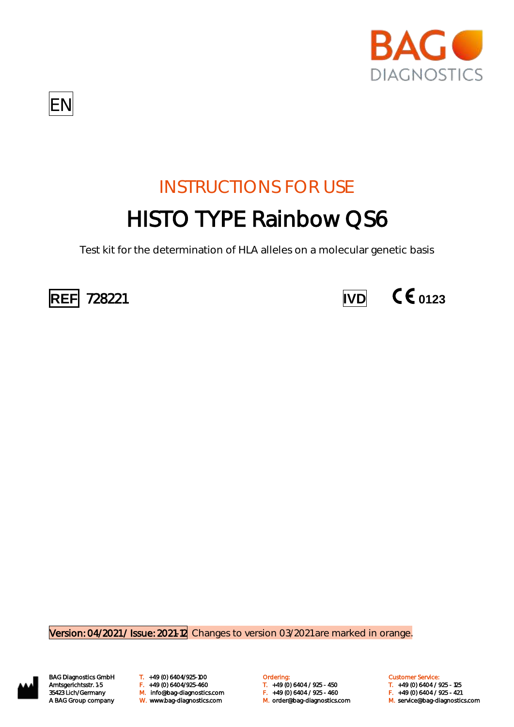BAG DIAGNOSTICS

EN

# INSTRUCTIONS FOR USE

# HISTO TYPE Rainbow QS6

Test kit for the determination of HLA alleles on a molecular genetic basis

**REF** 728221 **IVD** CE 0123

Version: 04/2021 / Issue: 2021-12 Changes to version 03/2021 are marked in orange.

BAG Diagnostics GmbH
Amtsgerichtsstr. 1-5
35423 Lich/Germany
A BAG Group company

T. +49 (0) 6404/925-100
F. +49 (0) 6404/925-460
M. info@bag-diagnostics.com
W. www.bag-diagnostics.com

Ordering:
T. +49 (0) 6404 / 925 - 450
F. +49 (0) 6404 / 925 - 460
M. order@bag-diagnostics.com

Customer Service:
T. +49 (0) 6404 / 925 - 125
F. +49 (0) 6404 / 925 - 421
M. service@bag-diagnostics.com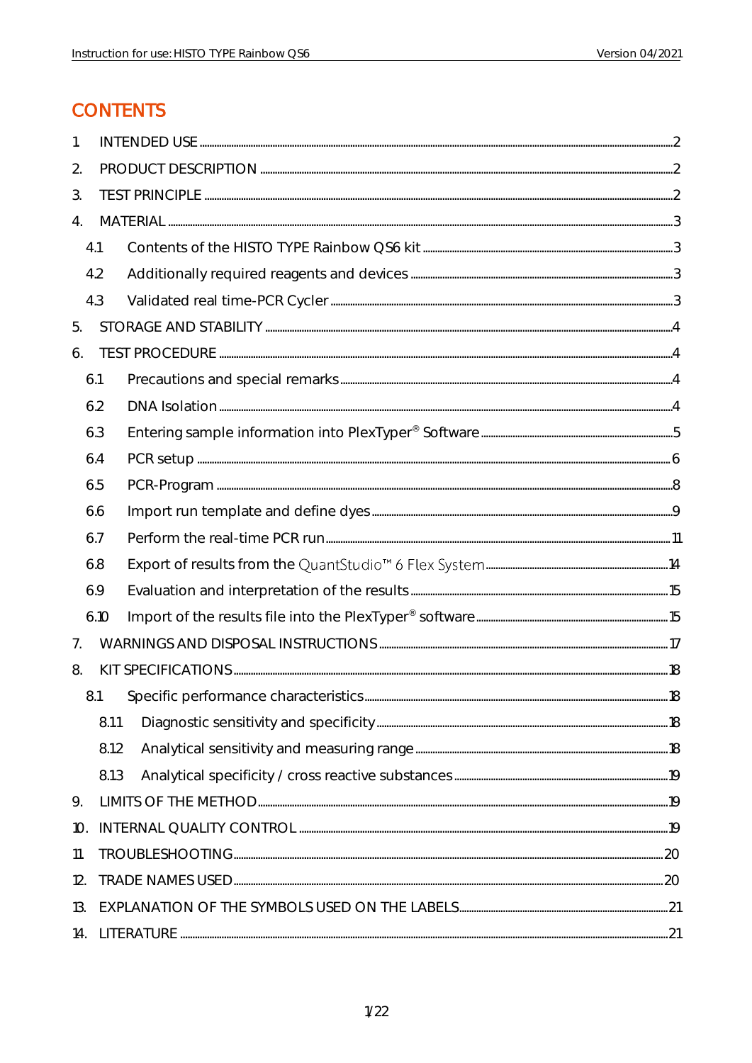# CONTENTS

1. INTRODUCTION / INTENDED USE ..... 2

# CONTENTS

1. INTENDED USE ..... 2
2. PRODUCT DESCRIPTION ..... 2
3. TEST PRINCIPLE ..... 2
4. MATERIAL ..... 3
   - 4.1 Contents of the HISTO TYPE Rainbow QS6 kit ..... 3
   - 4.2 Additionally required reagents and devices ..... 3
   - 4.3 Validated real time-PCR Cycler ..... 3
5. STORAGE AND STABILITY ..... 4
6. TEST PROCEDURE ..... 4
   - 6.1 Precautions and special remarks ..... 4
   - 6.2 DNA Isolation ..... 4
   - 6.3 Entering sample information into PlexTyper® Software ..... 5
   - 6.4 PCR setup ..... 6
   - 6.5 PCR-Program ..... 8
   - 6.6 Import run template and define dyes ..... 9
   - 6.7 Perform the real-time PCR run ..... 11
   - 6.8 Export of results from the QuantStudio™ 6 Flex System ..... 14
   - 6.9 Evaluation and interpretation of the results ..... 15
   - 6.10 Import of the results file into the PlexTyper® software ..... 15
7. WARNINGS AND DISPOSAL INSTRUCTIONS ..... 17
8. KIT SPECIFICATIONS ..... 18
   - 8.1 Specific performance characteristics ..... 18
     - 8.1.1 Diagnostic sensitivity and specificity ..... 18
     - 8.1.2 Analytical sensitivity and measuring range ..... 18
     - 8.1.3 Analytical specificity / cross reactive substances ..... 19
9. LIMITS OF THE METHOD ..... 19
10. INTERNAL QUALITY CONTROL ..... 19
11. TROUBLESHOOTING ..... 20
12. TRADE NAMES USED ..... 20
13. EXPLANATION OF THE SYMBOLS USED ON THE LABELS ..... 21
14. LITERATURE ..... 21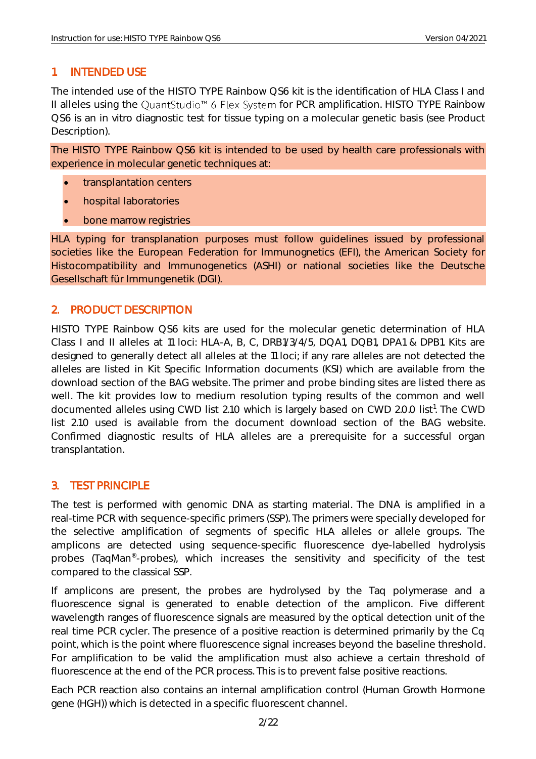## 1 INTENDED USE

The intended use of the HISTO TYPE Rainbow QS6 kit is the identification of HLA Class I and II alleles using the QuantStudio™ 6 Flex System for PCR amplification. HISTO TYPE Rainbow QS6 is an in vitro diagnostic test for tissue typing on a molecular genetic basis (see Product Description).

The HISTO TYPE Rainbow QS6 kit is intended to be used by health care professionals with experience in molecular genetic techniques at:

- transplantation centers
- hospital laboratories
- bone marrow registries

HLA typing for transplanation purposes must follow guidelines issued by professional societies like the European Federation for Immunognetics (EFI), the American Society for Histocompatibility and Immunogenetics (ASHI) or national societies like the Deutsche Gesellschaft für Immungenetik (DGI).

## 2. PRODUCT DESCRIPTION

HISTO TYPE Rainbow QS6 kits are used for the molecular genetic determination of HLA Class I and II alleles at 11 loci: HLA-A, B, C, DRB1/3/4/5, DQA1, DQB1, DPA1 & DPB1. Kits are designed to generally detect all alleles at the 11 loci; if any rare alleles are not detected the alleles are listed in Kit Specific Information documents (KSI) which are available from the download section of the BAG website. The primer and probe binding sites are listed there as well. The kit provides low to medium resolution typing results of the common and well documented alleles using CWD list 2.10 which is largely based on CWD 2.0.0 list[1]. The CWD list 2.10 used is available from the document download section of the BAG website. Confirmed diagnostic results of HLA alleles are a prerequisite for a successful organ transplantation.

## 3. TEST PRINCIPLE

The test is performed with genomic DNA as starting material. The DNA is amplified in a real-time PCR with sequence-specific primers (SSP). The primers were specially developed for the selective amplification of segments of specific HLA alleles or allele groups. The amplicons are detected using sequence-specific fluorescence dye-labelled hydrolysis probes (TaqMan®-probes), which increases the sensitivity and specificity of the test compared to the classical SSP.

If amplicons are present, the probes are hydrolysed by the Taq polymerase and a fluorescence signal is generated to enable detection of the amplicon. Five different wavelength ranges of fluorescence signals are measured by the optical detection unit of the real time PCR cycler. The presence of a positive reaction is determined primarily by the Cq point, which is the point where fluorescence signal increases beyond the baseline threshold. For amplification to be valid the amplification must also achieve a certain threshold of fluorescence at the end of the PCR process. This is to prevent false positive reactions.

Each PCR reaction also contains an internal amplification control (Human Growth Hormone gene (HGH)) which is detected in a specific fluorescent channel.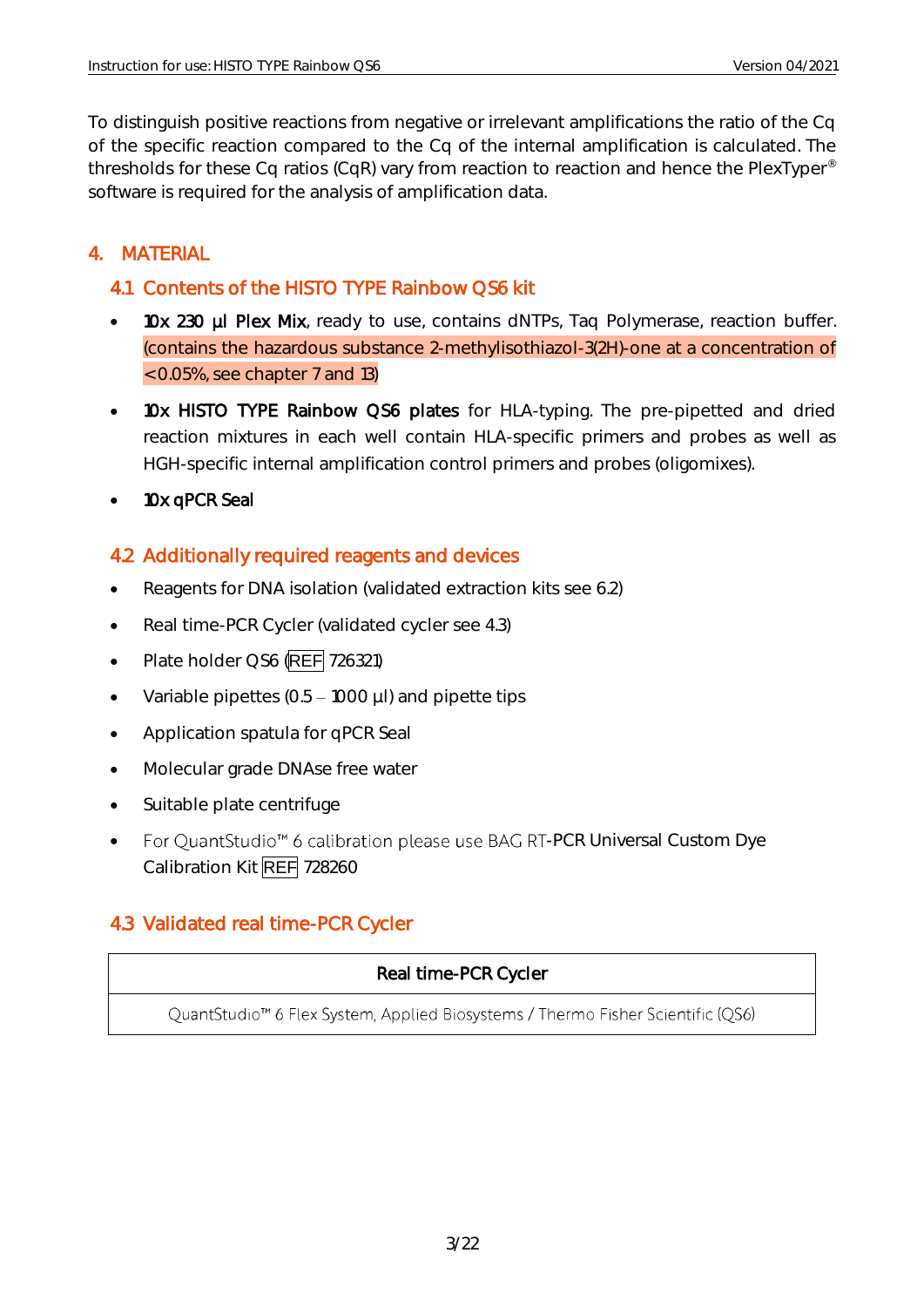To distinguish positive reactions from negative or irrelevant amplifications the ratio of the Cq of the specific reaction compared to the Cq of the internal amplification is calculated. The thresholds for these Cq ratios (CqR) vary from reaction to reaction and hence the PlexTyper® software is required for the analysis of amplification data.

# 4. MATERIAL

## 4.1 Contents of the HISTO TYPE Rainbow QS6 kit

- **10x 230 µl Plex Mix**, ready to use, contains dNTPs, Taq Polymerase, reaction buffer. (contains the hazardous substance 2-methylisothiazol-3(2H)-one at a concentration of <0.05%, see chapter 7 and 13)
- **10x HISTO TYPE Rainbow QS6 plates** for HLA-typing. The pre-pipetted and dried reaction mixtures in each well contain HLA-specific primers and probes as well as HGH-specific internal amplification control primers and probes (oligomixes).
- **10x qPCR Seal**

## 4.2 Additionally required reagents and devices

- Reagents for DNA isolation (validated extraction kits see 6.2)
- Real time-PCR Cycler (validated cycler see 4.3)
- Plate holder QS6 (REF 726321)
- Variable pipettes (0.5 – 1000 µl) and pipette tips
- Application spatula for qPCR Seal
- Molecular grade DNAse free water
- Suitable plate centrifuge
- For QuantStudio™ 6 calibration please use BAG RT-PCR Universal Custom Dye Calibration Kit REF 728260

## 4.3 Validated real time-PCR Cycler

| Real time-PCR Cycler |
| --- |
| QuantStudio™ 6 Flex System, Applied Biosystems / Thermo Fisher Scientific (QS6) |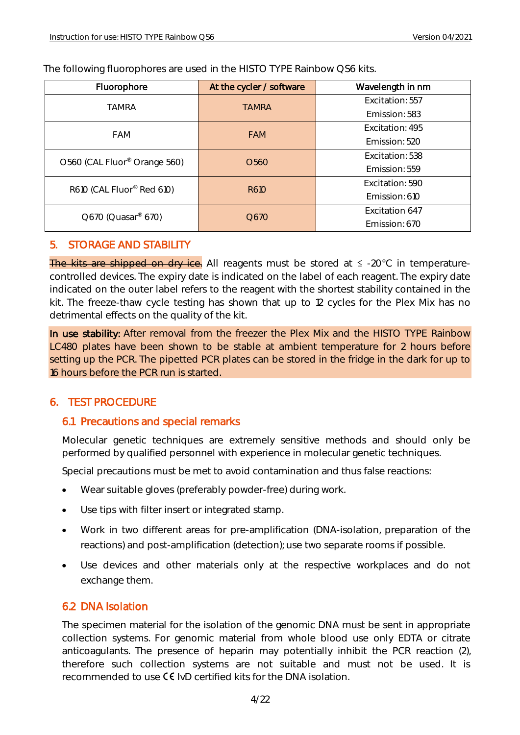The following fluorophores are used in the HISTO TYPE Rainbow QS6 kits.

| Fluorophore | At the cycler / software | Wavelength in nm |
|---|---|---|
| TAMRA | TAMRA | Excitation: 557<br>Emission: 583 |
| FAM | FAM | Excitation: 495<br>Emission: 520 |
| O560 (CAL Fluor® Orange 560) | O560 | Excitation: 538<br>Emission: 559 |
| R610 (CAL Fluor® Red 610) | R610 | Excitation: 590<br>Emission: 610 |
| Q670 (Quasar® 670) | Q670 | Excitation 647<br>Emission: 670 |

## 5. STORAGE AND STABILITY

~~The kits are shipped on dry ice.~~ All reagents must be stored at ≤ -20°C in temperature-controlled devices. The expiry date is indicated on the label of each reagent. The expiry date indicated on the outer label refers to the reagent with the shortest stability contained in the kit. The freeze-thaw cycle testing has shown that up to 12 cycles for the Plex Mix has no detrimental effects on the quality of the kit.

**In use stability:** After removal from the freezer the Plex Mix and the HISTO TYPE Rainbow LC480 plates have been shown to be stable at ambient temperature for 2 hours before setting up the PCR. The pipetted PCR plates can be stored in the fridge in the dark for up to 16 hours before the PCR run is started.

## 6. TEST PROCEDURE

### 6.1 Precautions and special remarks

Molecular genetic techniques are extremely sensitive methods and should only be performed by qualified personnel with experience in molecular genetic techniques.

Special precautions must be met to avoid contamination and thus false reactions:

- Wear suitable gloves (preferably powder-free) during work.
- Use tips with filter insert or integrated stamp.
- Work in two different areas for pre-amplification (DNA-isolation, preparation of the reactions) and post-amplification (detection); use two separate rooms if possible.
- Use devices and other materials only at the respective workplaces and do not exchange them.

### 6.2 DNA Isolation

The specimen material for the isolation of the genomic DNA must be sent in appropriate collection systems. For genomic material from whole blood use only EDTA or citrate anticoagulants. The presence of heparin may potentially inhibit the PCR reaction (2), therefore such collection systems are not suitable and must not be used. It is recommended to use CE IvD certified kits for the DNA isolation.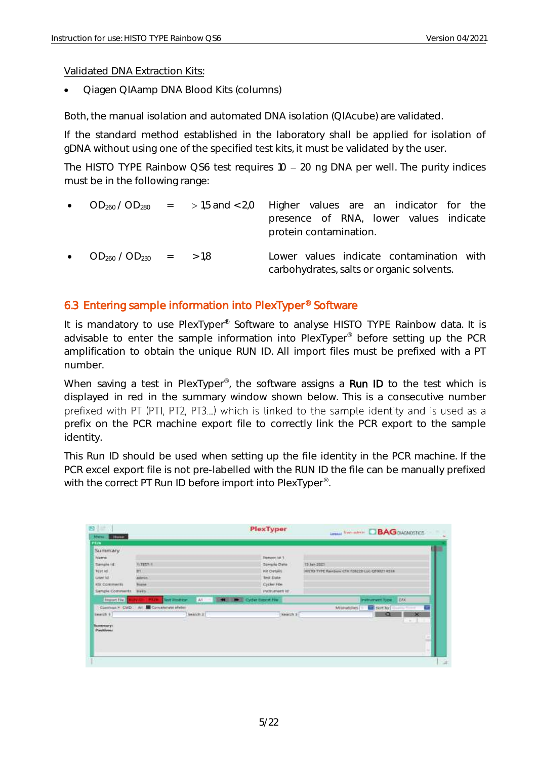Validated DNA Extraction Kits:

- Qiagen QIAamp DNA Blood Kits (columns)

Both, the manual isolation and automated DNA isolation (QIAcube) are validated.

If the standard method established in the laboratory shall be applied for isolation of gDNA without using one of the specified test kits, it must be validated by the user.

The HISTO TYPE Rainbow QS6 test requires 10 – 20 ng DNA per well. The purity indices must be in the following range:

- $OD_{260} / OD_{280}$ = > 1.5 and < 2.0 — Higher values are an indicator for the presence of RNA, lower values indicate protein contamination.
- $OD_{260} / OD_{230}$ = > 1.8 — Lower values indicate contamination with carbohydrates, salts or organic solvents.

## 6.3 Entering sample information into PlexTyper® Software

It is mandatory to use PlexTyper® Software to analyse HISTO TYPE Rainbow data. It is advisable to enter the sample information into PlexTyper® before setting up the PCR amplification to obtain the unique RUN ID. All import files must be prefixed with a PT number.

When saving a test in PlexTyper®, the software assigns a **Run ID** to the test which is displayed in red in the summary window shown below. This is a consecutive number prefixed with PT (PT1, PT2, PT3....) which is linked to the sample identity and is used as a prefix on the PCR machine export file to correctly link the PCR export to the sample identity.

This Run ID should be used when setting up the file identity in the PCR machine. If the PCR excel export file is not pre-labelled with the RUN ID the file can be manually prefixed with the correct PT Run ID before import into PlexTyper®.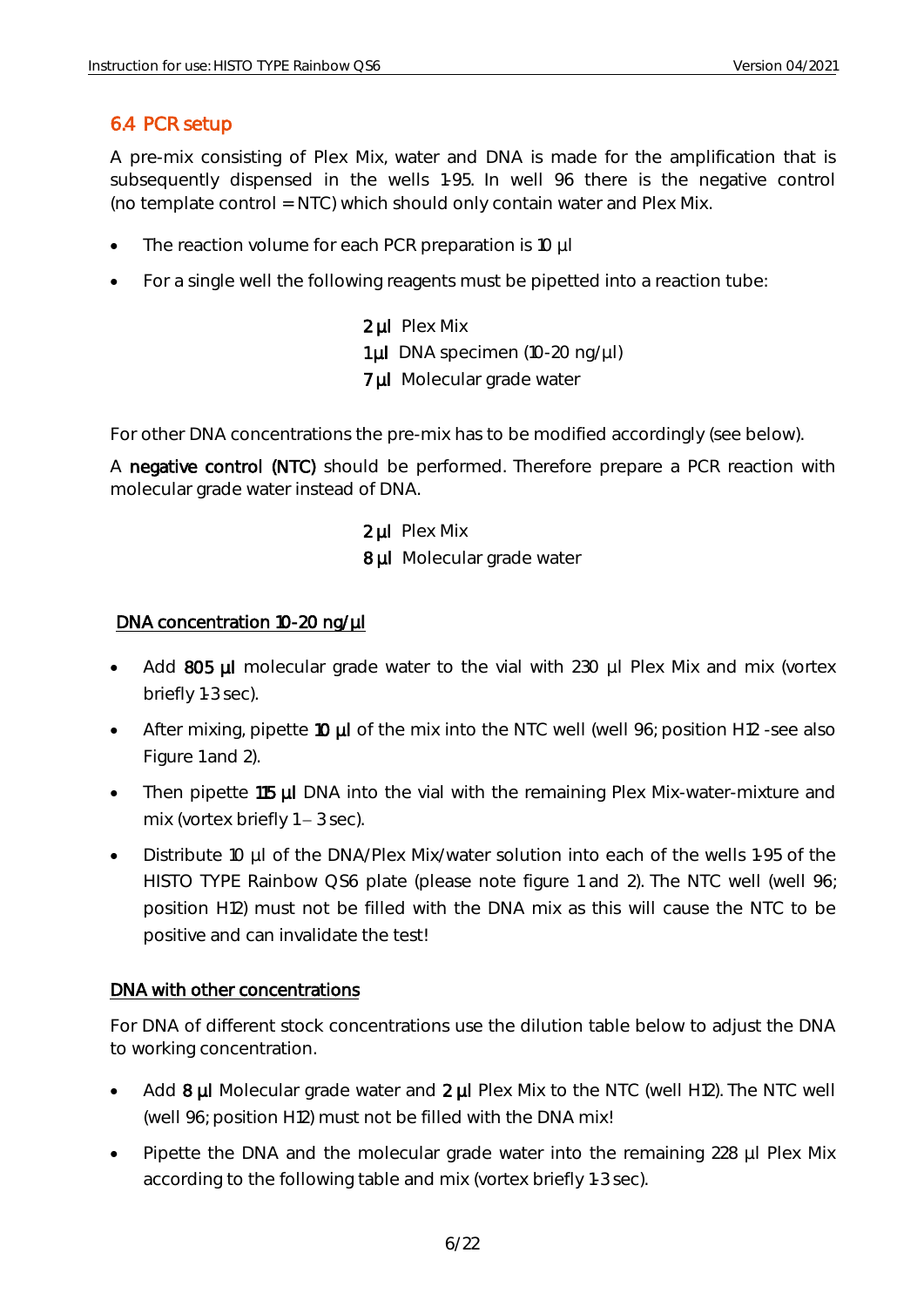## 6.4 PCR setup

A pre-mix consisting of Plex Mix, water and DNA is made for the amplification that is subsequently dispensed in the wells 1-95. In well 96 there is the negative control (no template control = NTC) which should only contain water and Plex Mix.

- The reaction volume for each PCR preparation is 10 µl
- For a single well the following reagents must be pipetted into a reaction tube:

**2 µl** Plex Mix
**1 µl** DNA specimen (10-20 ng/µl)
**7 µl** Molecular grade water

For other DNA concentrations the pre-mix has to be modified accordingly (see below).

A **negative control (NTC)** should be performed. Therefore prepare a PCR reaction with molecular grade water instead of DNA.

**2 µl** Plex Mix
**8 µl** Molecular grade water

**DNA concentration 10-20 ng/µl**

- Add **805 µl** molecular grade water to the vial with 230 µl Plex Mix and mix (vortex briefly 1-3 sec).
- After mixing, pipette **10 µl** of the mix into the NTC well (well 96; position H12 -see also Figure 1 and 2).
- Then pipette **115 µl** DNA into the vial with the remaining Plex Mix-water-mixture and mix (vortex briefly 1 – 3 sec).
- Distribute 10 µl of the DNA/Plex Mix/water solution into each of the wells 1-95 of the HISTO TYPE Rainbow QS6 plate (please note figure 1 and 2). The NTC well (well 96; position H12) must not be filled with the DNA mix as this will cause the NTC to be positive and can invalidate the test!

**DNA with other concentrations**

For DNA of different stock concentrations use the dilution table below to adjust the DNA to working concentration.

- Add **8 µl** Molecular grade water and **2 µl** Plex Mix to the NTC (well H12). The NTC well (well 96; position H12) must not be filled with the DNA mix!
- Pipette the DNA and the molecular grade water into the remaining 228 µl Plex Mix according to the following table and mix (vortex briefly 1-3 sec).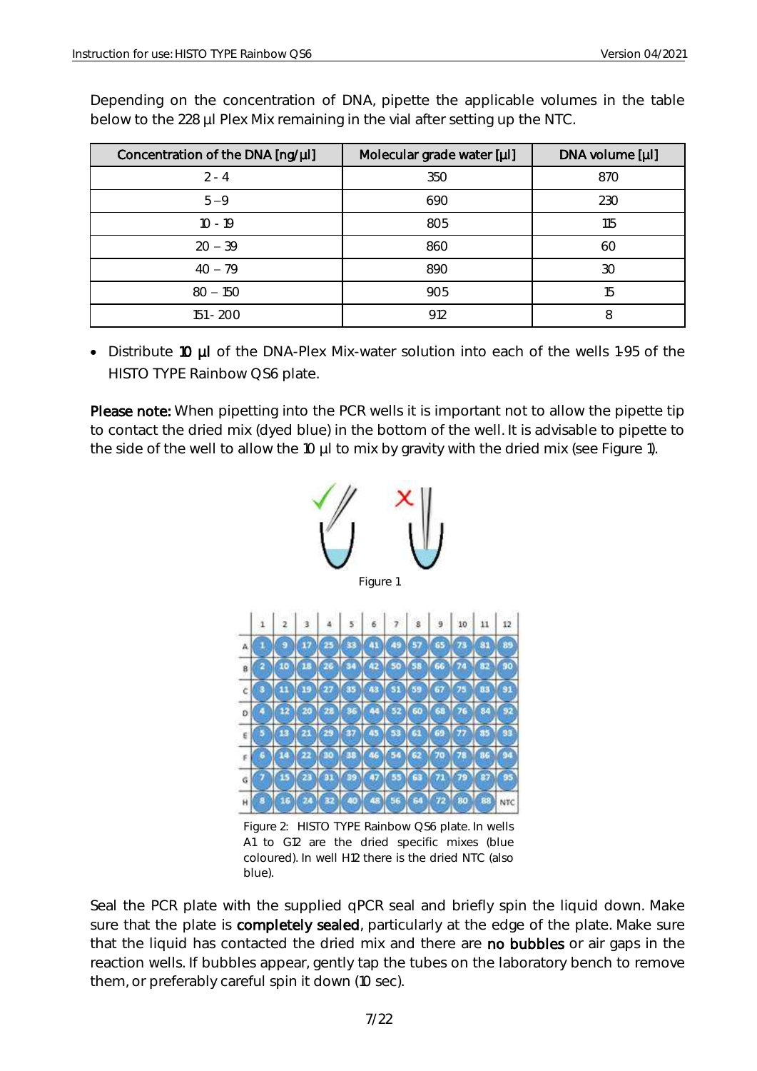Depending on the concentration of DNA, pipette the applicable volumes in the table below to the 228 µl Plex Mix remaining in the vial after setting up the NTC.

| Concentration of the DNA [ng/µl] | Molecular grade water [µl] | DNA volume [µl] |
|---|---|---|
| 2 - 4 | 350 | 870 |
| 5 – 9 | 690 | 230 |
| 10 - 19 | 805 | 115 |
| 20 – 39 | 860 | 60 |
| 40 – 79 | 890 | 30 |
| 80 – 150 | 905 | 15 |
| 151 - 200 | 912 | 8 |

- Distribute **10 µl** of the DNA-Plex Mix-water solution into each of the wells 1-95 of the HISTO TYPE Rainbow QS6 plate.

**Please note:** When pipetting into the PCR wells it is important not to allow the pipette tip to contact the dried mix (dyed blue) in the bottom of the well. It is advisable to pipette to the side of the well to allow the 10 µl to mix by gravity with the dried mix (see Figure 1).

Figure 1

Figure 2: HISTO TYPE Rainbow QS6 plate. In wells A1 to G12 are the dried specific mixes (blue coloured). In well H12 there is the dried NTC (also blue).

Seal the PCR plate with the supplied qPCR seal and briefly spin the liquid down. Make sure that the plate is **completely sealed**, particularly at the edge of the plate. Make sure that the liquid has contacted the dried mix and there are **no bubbles** or air gaps in the reaction wells. If bubbles appear, gently tap the tubes on the laboratory bench to remove them, or preferably careful spin it down (10 sec).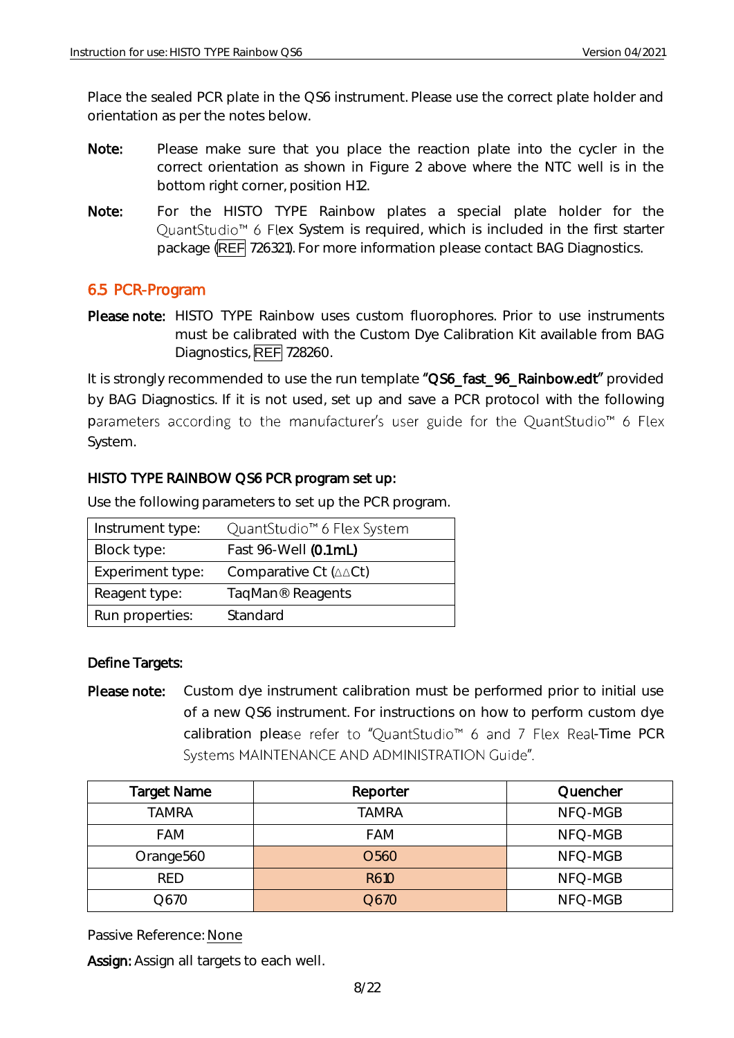Place the sealed PCR plate in the QS6 instrument. Please use the correct plate holder and orientation as per the notes below.

**Note:** Please make sure that you place the reaction plate into the cycler in the correct orientation as shown in Figure 2 above where the NTC well is in the bottom right corner, position H12.

**Note:** For the HISTO TYPE Rainbow plates a special plate holder for the QuantStudio™ 6 Flex System is required, which is included in the first starter package (REF 726321). For more information please contact BAG Diagnostics.

## 6.5 PCR-Program

**Please note:** HISTO TYPE Rainbow uses custom fluorophores. Prior to use instruments must be calibrated with the Custom Dye Calibration Kit available from BAG Diagnostics, REF 728260.

It is strongly recommended to use the run template "**QS6_fast_96_Rainbow.edt**" provided by BAG Diagnostics. If it is not used, set up and save a PCR protocol with the following parameters according to the manufacturer's user guide for the QuantStudio™ 6 Flex System.

**HISTO TYPE RAINBOW QS6 PCR program set up:**

Use the following parameters to set up the PCR program.

| | |
|---|---|
| Instrument type: | QuantStudio™ 6 Flex System |
| Block type: | Fast 96-Well **(0.1mL)** |
| Experiment type: | Comparative Ct (ΔΔCt) |
| Reagent type: | TaqMan® Reagents |
| Run properties: | Standard |

**Define Targets:**

**Please note:** Custom dye instrument calibration must be performed prior to initial use of a new QS6 instrument. For instructions on how to perform custom dye calibration please refer to "QuantStudio™ 6 and 7 Flex Real-Time PCR Systems MAINTENANCE AND ADMINISTRATION Guide".

| Target Name | Reporter | Quencher |
|---|---|---|
| TAMRA | TAMRA | NFQ-MGB |
| FAM | FAM | NFQ-MGB |
| Orange560 | O560 | NFQ-MGB |
| RED | R610 | NFQ-MGB |
| Q670 | Q670 | NFQ-MGB |

Passive Reference: None

**Assign:** Assign all targets to each well.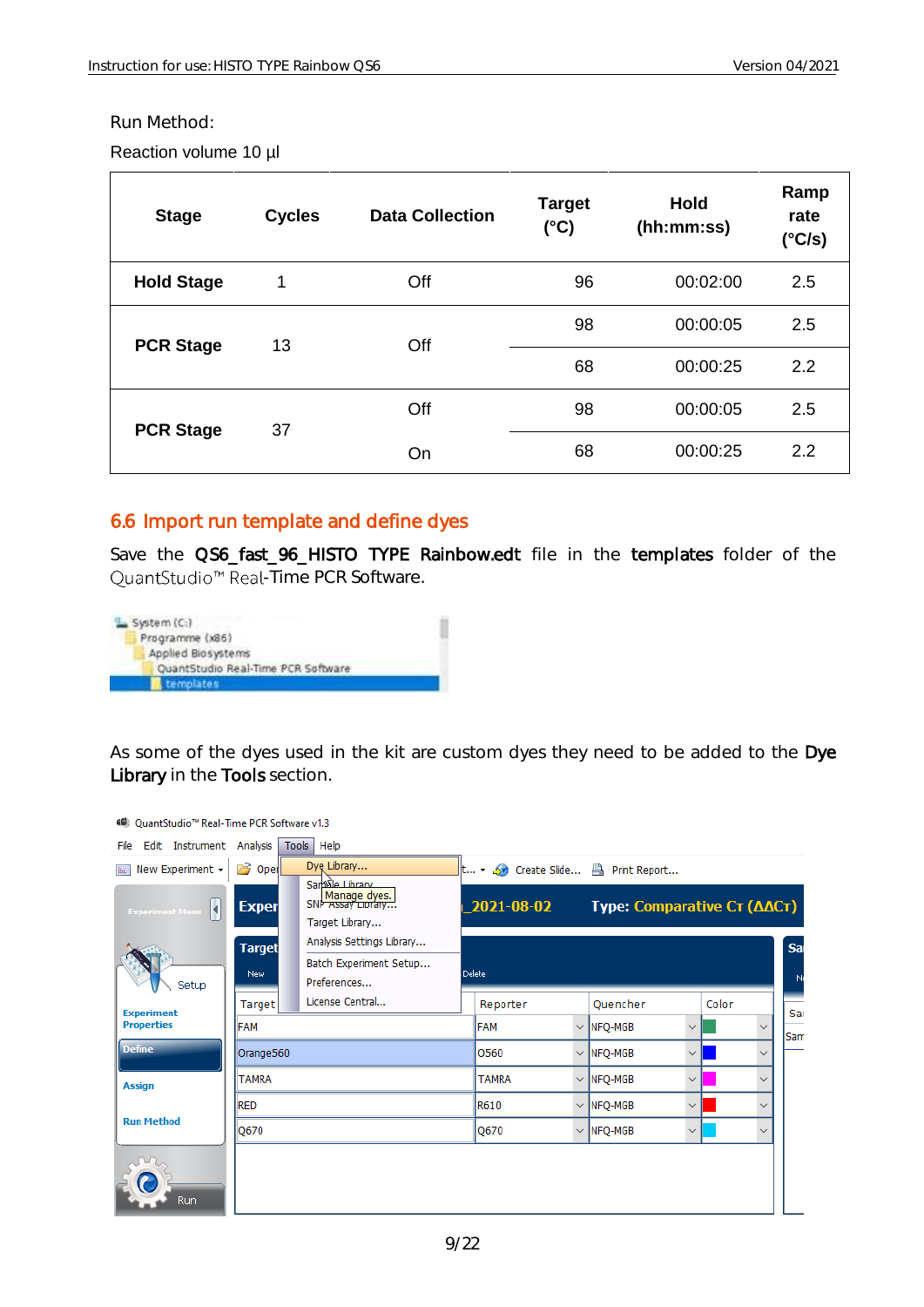Run Method:

Reaction volume 10 µl

| Stage | Cycles | Data Collection | Target (°C) | Hold (hh:mm:ss) | Ramp rate (°C/s) |
|---|---|---|---|---|---|
| Hold Stage | 1 | Off | 96 | 00:02:00 | 2.5 |
| PCR Stage | 13 | Off | 98 | 00:00:05 | 2.5 |
| | | | 68 | 00:00:25 | 2.2 |
| PCR Stage | 37 | Off | 98 | 00:00:05 | 2.5 |
| | | On | 68 | 00:00:25 | 2.2 |

## 6.6 Import run template and define dyes

Save the **QS6_fast_96_HISTO TYPE Rainbow.edt** file in the **templates** folder of the QuantStudio™ Real-Time PCR Software.

As some of the dyes used in the kit are custom dyes they need to be added to the **Dye Library** in the **Tools** section.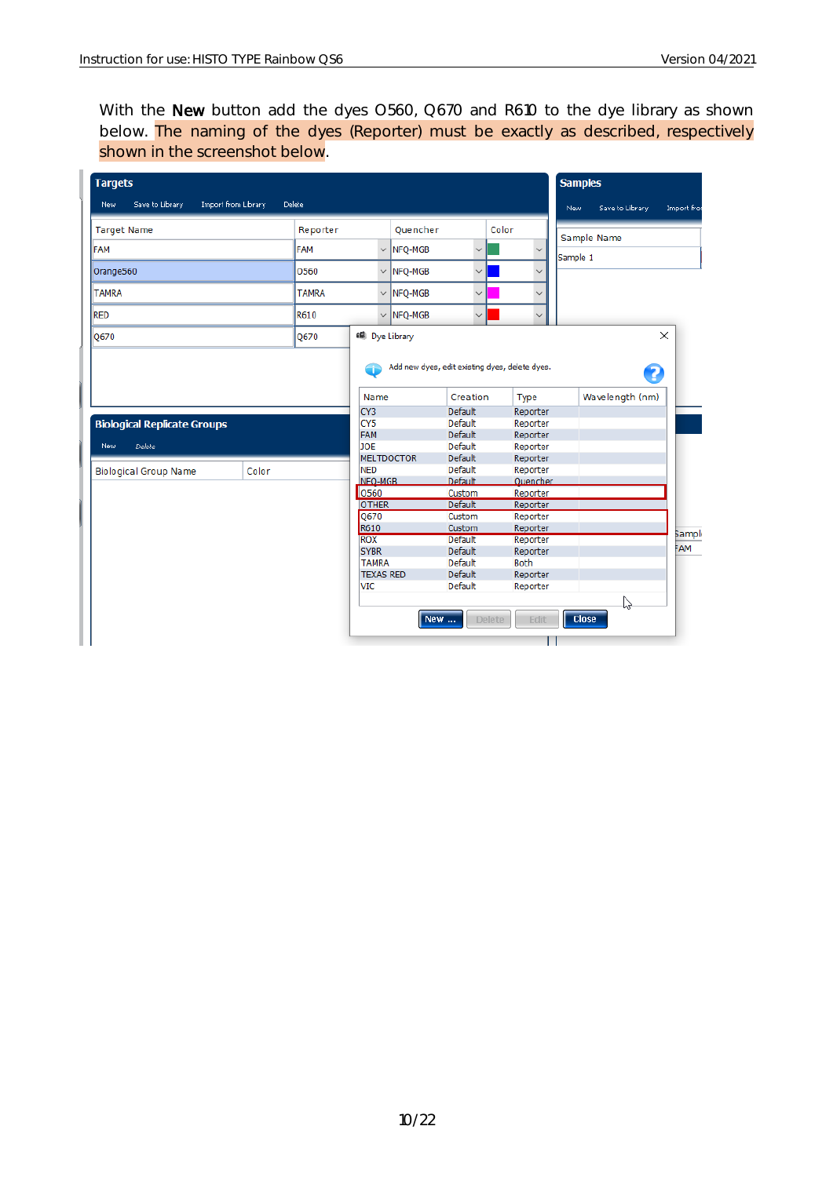With the **New** button add the dyes O560, Q670 and R610 to the dye library as shown below. The naming of the dyes (Reporter) must be exactly as described, respectively shown in the screenshot below.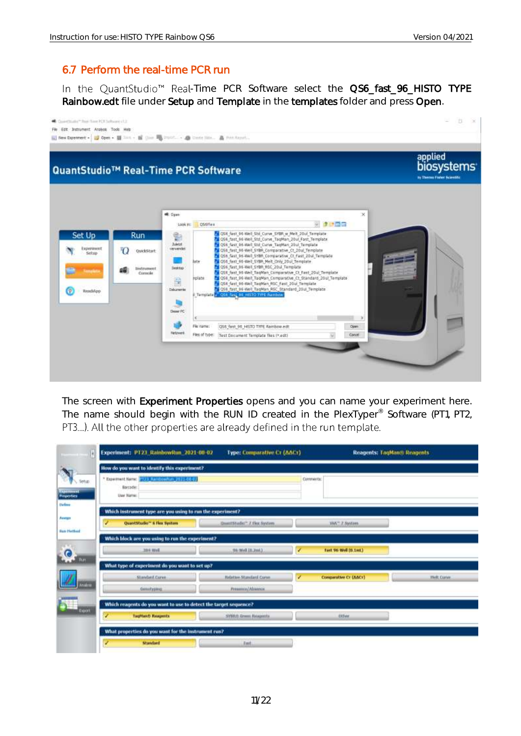## 6.7 Perform the real-time PCR run

In the QuantStudio™ Real-Time PCR Software select the **QS6_fast_96_HISTO TYPE Rainbow.edt** file under **Setup** and **Template** in the **templates** folder and press **Open**.

The screen with **Experiment Properties** opens and you can name your experiment here. The name should begin with the RUN ID created in the PlexTyper® Software (PT1, PT2, PT3….). All the other properties are already defined in the run template.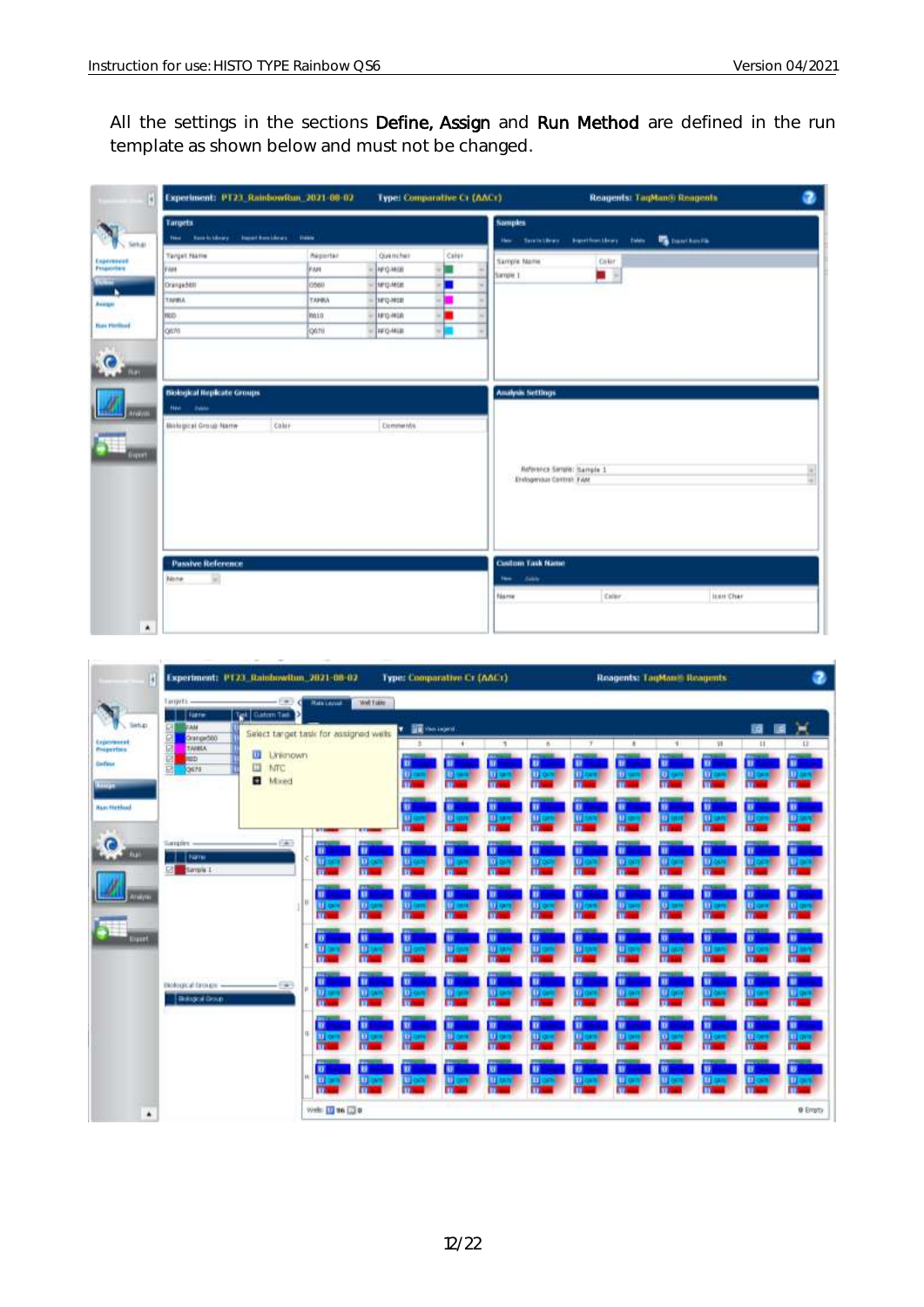All the settings in the sections **Define, Assign** and **Run Method** are defined in the run template as shown below and must not be changed.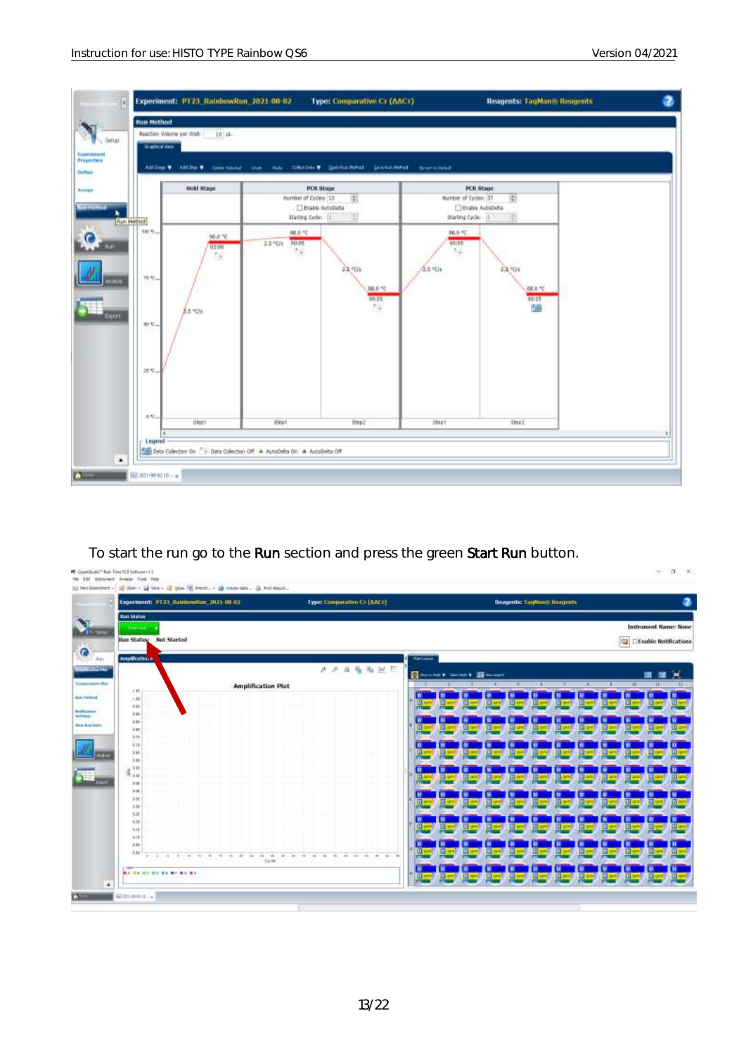To start the run go to the **Run** section and press the green **Start Run** button.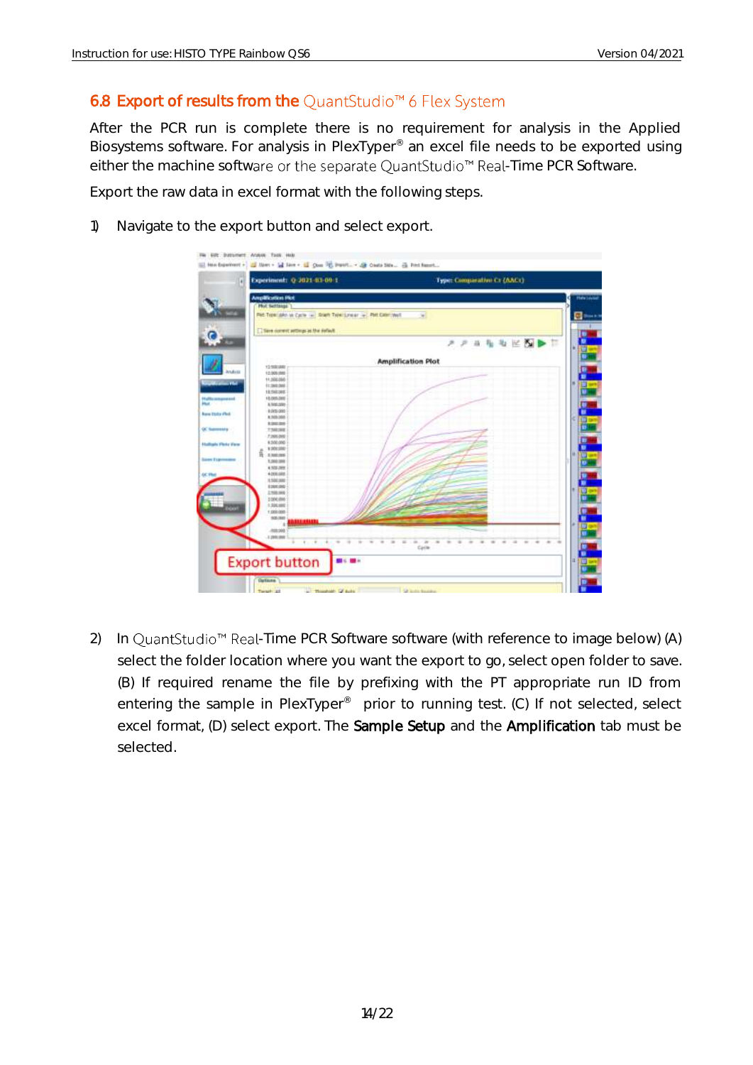## 6.8 Export of results from the QuantStudio™ 6 Flex System

After the PCR run is complete there is no requirement for analysis in the Applied Biosystems software. For analysis in PlexTyper® an excel file needs to be exported using either the machine software or the separate QuantStudio™ Real-Time PCR Software.

Export the raw data in excel format with the following steps.

1) Navigate to the export button and select export.

2) In QuantStudio™ Real-Time PCR Software software (with reference to image below) (A) select the folder location where you want the export to go, select open folder to save. (B) If required rename the file by prefixing with the PT appropriate run ID from entering the sample in PlexTyper® prior to running test. (C) If not selected, select excel format, (D) select export. The **Sample Setup** and the **Amplification** tab must be selected.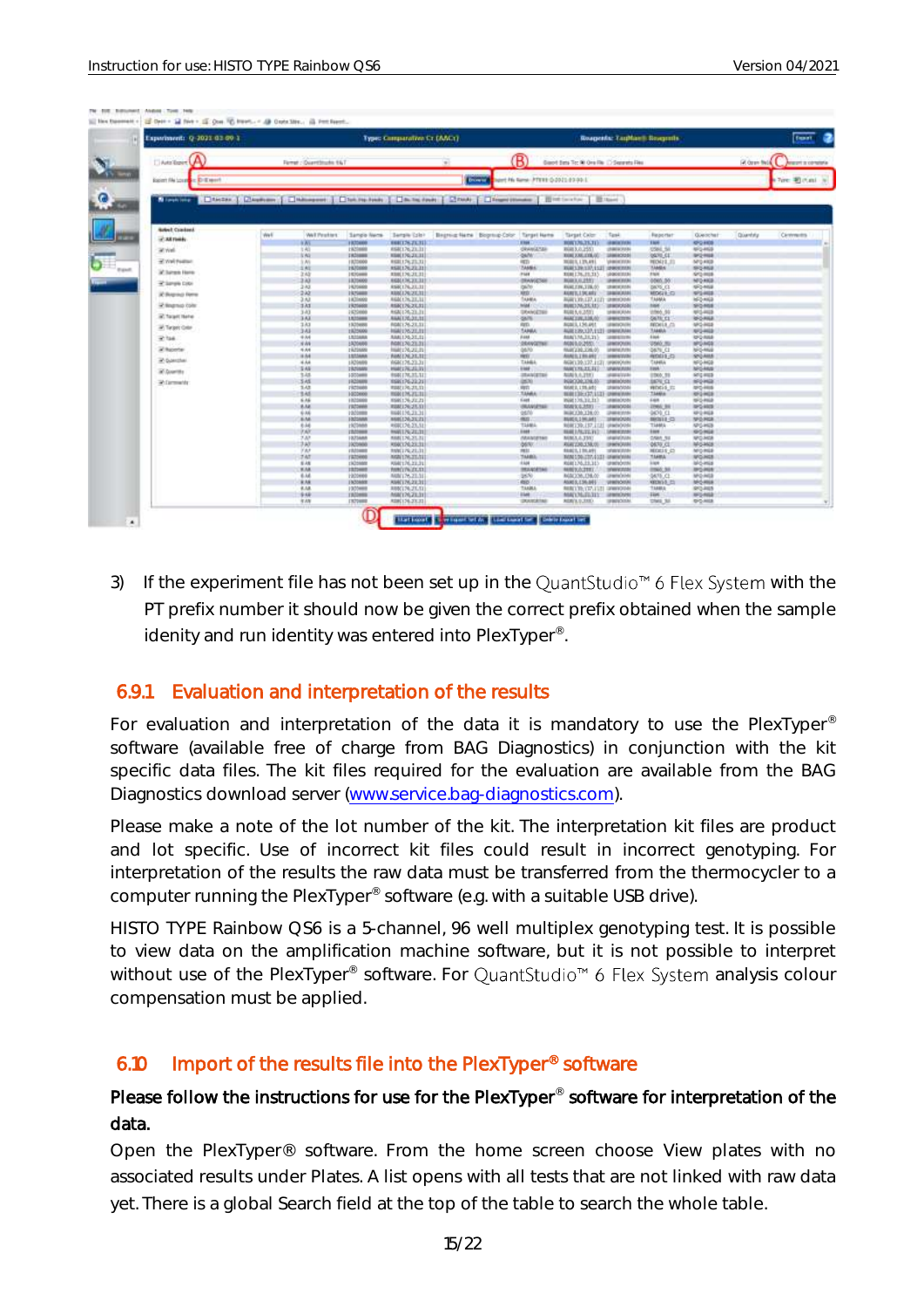3) If the experiment file has not been set up in the QuantStudio™ 6 Flex System with the PT prefix number it should now be given the correct prefix obtained when the sample idenity and run identity was entered into PlexTyper®.

## 6.9.1 Evaluation and interpretation of the results

For evaluation and interpretation of the data it is mandatory to use the PlexTyper® software (available free of charge from BAG Diagnostics) in conjunction with the kit specific data files. The kit files required for the evaluation are available from the BAG Diagnostics download server (www.service.bag-diagnostics.com).

Please make a note of the lot number of the kit. The interpretation kit files are product and lot specific. Use of incorrect kit files could result in incorrect genotyping. For interpretation of the results the raw data must be transferred from the thermocycler to a computer running the PlexTyper® software (e.g. with a suitable USB drive).

HISTO TYPE Rainbow QS6 is a 5-channel, 96 well multiplex genotyping test. It is possible to view data on the amplification machine software, but it is not possible to interpret without use of the PlexTyper® software. For QuantStudio™ 6 Flex System analysis colour compensation must be applied.

## 6.10 Import of the results file into the PlexTyper® software

**Please follow the instructions for use for the PlexTyper® software for interpretation of the data.**

Open the PlexTyper® software. From the home screen choose View plates with no associated results under Plates. A list opens with all tests that are not linked with raw data yet. There is a global Search field at the top of the table to search the whole table.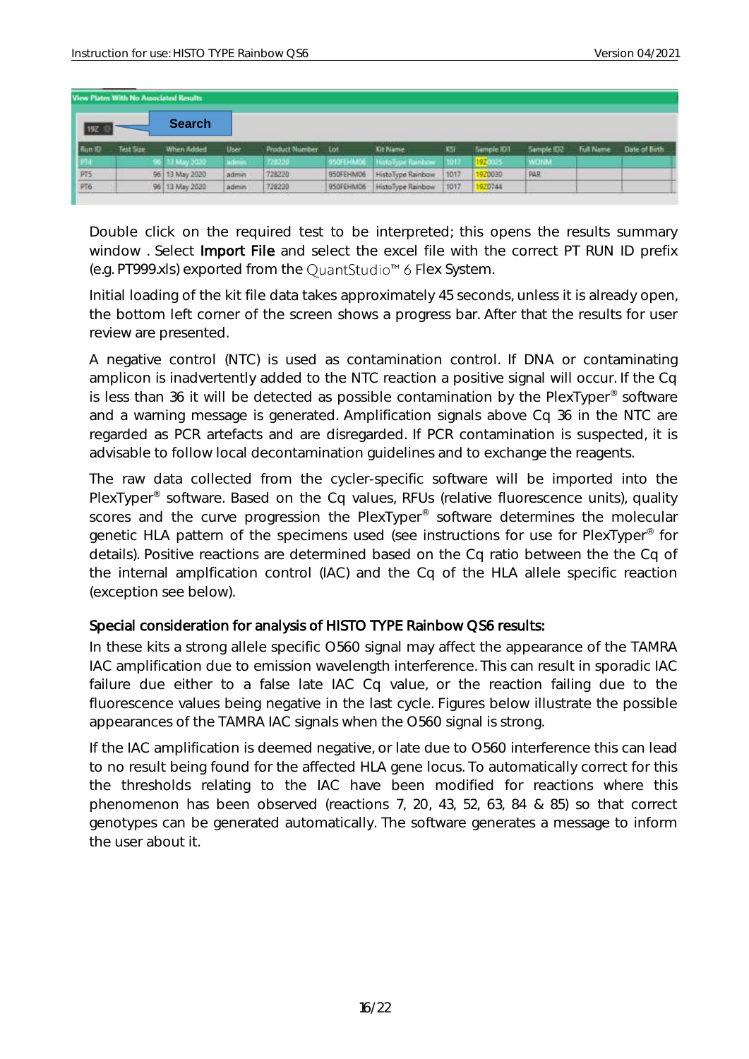**View Plates With No Associated Results**

19Z — **Search**

| Run ID | Test Size | When Added | User | Product Number | Lot | Kit Name | KSI | Sample ID1 | Sample ID2 | Full Name | Date of Birth |
|---|---|---|---|---|---|---|---|---|---|---|---|
| PT4 | 96 | 13 May 2020 | admin | 728220 | 950FEHM06 | HistoType Rainbow | 1017 | 1920025 | WONM | | |
| PT5 | 96 | 13 May 2020 | admin | 728220 | 950FEHM06 | HistoType Rainbow | 1017 | 1920030 | PAR | | |
| PT6 | 96 | 13 May 2020 | admin | 728220 | 950FEHM06 | HistoType Rainbow | 1017 | 1920744 | | | |

Double click on the required test to be interpreted; this opens the results summary window . Select **Import File** and select the excel file with the correct PT RUN ID prefix (e.g. PT999.xls) exported from the QuantStudio™ 6 Flex System.

Initial loading of the kit file data takes approximately 45 seconds, unless it is already open, the bottom left corner of the screen shows a progress bar. After that the results for user review are presented.

A negative control (NTC) is used as contamination control. If DNA or contaminating amplicon is inadvertently added to the NTC reaction a positive signal will occur. If the Cq is less than 36 it will be detected as possible contamination by the PlexTyper® software and a warning message is generated. Amplification signals above Cq 36 in the NTC are regarded as PCR artefacts and are disregarded. If PCR contamination is suspected, it is advisable to follow local decontamination guidelines and to exchange the reagents.

The raw data collected from the cycler-specific software will be imported into the PlexTyper® software. Based on the Cq values, RFUs (relative fluorescence units), quality scores and the curve progression the PlexTyper® software determines the molecular genetic HLA pattern of the specimens used (see instructions for use for PlexTyper® for details). Positive reactions are determined based on the Cq ratio between the the Cq of the internal amplfication control (IAC) and the Cq of the HLA allele specific reaction (exception see below).

**Special consideration for analysis of HISTO TYPE Rainbow QS6 results:**

In these kits a strong allele specific O560 signal may affect the appearance of the TAMRA IAC amplification due to emission wavelength interference. This can result in sporadic IAC failure due either to a false late IAC Cq value, or the reaction failing due to the fluorescence values being negative in the last cycle. Figures below illustrate the possible appearances of the TAMRA IAC signals when the O560 signal is strong.

If the IAC amplification is deemed negative, or late due to O560 interference this can lead to no result being found for the affected HLA gene locus. To automatically correct for this the thresholds relating to the IAC have been modified for reactions where this phenomenon has been observed (reactions 7, 20, 43, 52, 63, 84 & 85) so that correct genotypes can be generated automatically. The software generates a message to inform the user about it.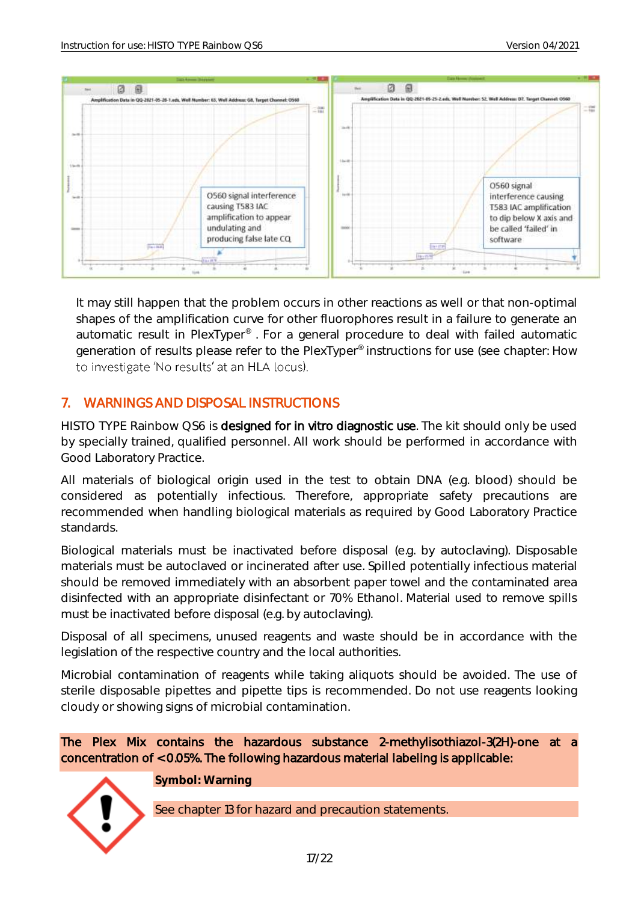It may still happen that the problem occurs in other reactions as well or that non-optimal shapes of the amplification curve for other fluorophores result in a failure to generate an automatic result in PlexTyper® . For a general procedure to deal with failed automatic generation of results please refer to the PlexTyper® instructions for use (see chapter: How to investigate 'No results' at an HLA locus).

## 7. WARNINGS AND DISPOSAL INSTRUCTIONS

HISTO TYPE Rainbow QS6 is **designed for in vitro diagnostic use**. The kit should only be used by specially trained, qualified personnel. All work should be performed in accordance with Good Laboratory Practice.

All materials of biological origin used in the test to obtain DNA (e.g. blood) should be considered as potentially infectious. Therefore, appropriate safety precautions are recommended when handling biological materials as required by Good Laboratory Practice standards.

Biological materials must be inactivated before disposal (e.g. by autoclaving). Disposable materials must be autoclaved or incinerated after use. Spilled potentially infectious material should be removed immediately with an absorbent paper towel and the contaminated area disinfected with an appropriate disinfectant or 70% Ethanol. Material used to remove spills must be inactivated before disposal (e.g. by autoclaving).

Disposal of all specimens, unused reagents and waste should be in accordance with the legislation of the respective country and the local authorities.

Microbial contamination of reagents while taking aliquots should be avoided. The use of sterile disposable pipettes and pipette tips is recommended. Do not use reagents looking cloudy or showing signs of microbial contamination.

**The Plex Mix contains the hazardous substance 2-methylisothiazol-3(2H)-one at a concentration of < 0.05%. The following hazardous material labeling is applicable:**

**Symbol: Warning**

See chapter 13 for hazard and precaution statements.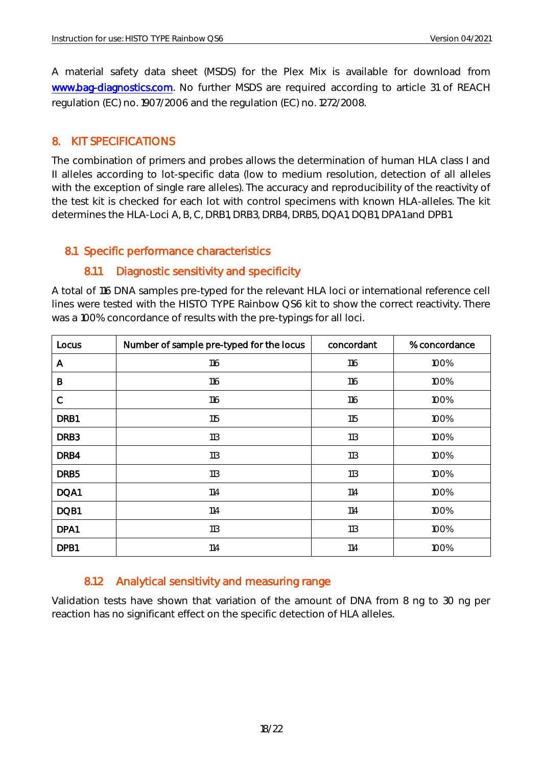A material safety data sheet (MSDS) for the Plex Mix is available for download from www.bag-diagnostics.com. No further MSDS are required according to article 31 of REACH regulation (EC) no. 1907/2006 and the regulation (EC) no. 1272/2008.

# 8. KIT SPECIFICATIONS

The combination of primers and probes allows the determination of human HLA class I and II alleles according to lot-specific data (low to medium resolution, detection of all alleles with the exception of single rare alleles). The accuracy and reproducibility of the reactivity of the test kit is checked for each lot with control specimens with known HLA-alleles. The kit determines the HLA-Loci A, B, C, DRB1, DRB3, DRB4, DRB5, DQA1, DQB1, DPA1 and DPB1.

## 8.1 Specific performance characteristics

### 8.1.1 Diagnostic sensitivity and specificity

A total of 116 DNA samples pre-typed for the relevant HLA loci or international reference cell lines were tested with the HISTO TYPE Rainbow QS6 kit to show the correct reactivity. There was a 100% concordance of results with the pre-typings for all loci.

| Locus | Number of sample pre-typed for the locus | concordant | % concordance |
|---|---|---|---|
| A | 116 | 116 | 100% |
| B | 116 | 116 | 100% |
| C | 116 | 116 | 100% |
| DRB1 | 115 | 115 | 100% |
| DRB3 | 113 | 113 | 100% |
| DRB4 | 113 | 113 | 100% |
| DRB5 | 113 | 113 | 100% |
| DQA1 | 114 | 114 | 100% |
| DQB1 | 114 | 114 | 100% |
| DPA1 | 113 | 113 | 100% |
| DPB1 | 114 | 114 | 100% |

### 8.1.2 Analytical sensitivity and measuring range

Validation tests have shown that variation of the amount of DNA from 8 ng to 30 ng per reaction has no significant effect on the specific detection of HLA alleles.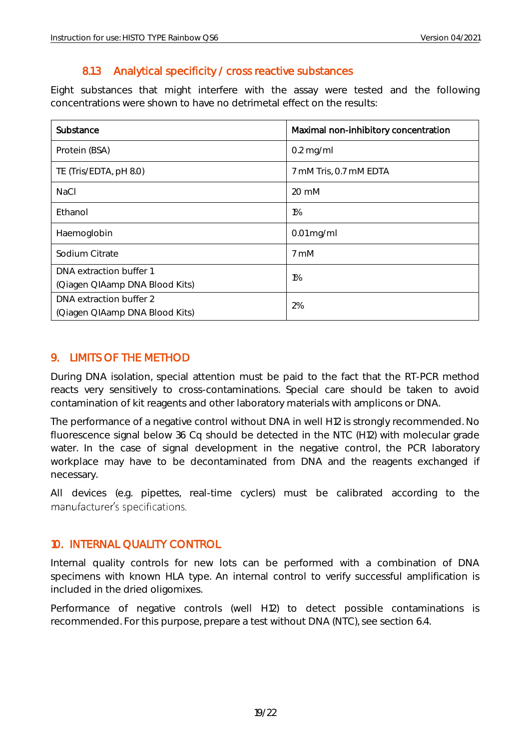### 8.13 Analytical specificity / cross reactive substances

Eight substances that might interfere with the assay were tested and the following concentrations were shown to have no detrimetal effect on the results:

| Substance | Maximal non-inhibitory concentration |
|---|---|
| Protein (BSA) | 0.2 mg/ml |
| TE (Tris/EDTA, pH 8.0) | 7 mM Tris, 0.7 mM EDTA |
| NaCl | 20 mM |
| Ethanol | 1% |
| Haemoglobin | 0.01 mg/ml |
| Sodium Citrate | 7 mM |
| DNA extraction buffer 1 (Qiagen QIAamp DNA Blood Kits) | 1% |
| DNA extraction buffer 2 (Qiagen QIAamp DNA Blood Kits) | 2% |

## 9. LIMITS OF THE METHOD

During DNA isolation, special attention must be paid to the fact that the RT-PCR method reacts very sensitively to cross-contaminations. Special care should be taken to avoid contamination of kit reagents and other laboratory materials with amplicons or DNA.

The performance of a negative control without DNA in well H12 is strongly recommended. No fluorescence signal below 36 Cq should be detected in the NTC (H12) with molecular grade water. In the case of signal development in the negative control, the PCR laboratory workplace may have to be decontaminated from DNA and the reagents exchanged if necessary.

All devices (e.g. pipettes, real-time cyclers) must be calibrated according to the manufacturer's specifications.

## 10. INTERNAL QUALITY CONTROL

Internal quality controls for new lots can be performed with a combination of DNA specimens with known HLA type. An internal control to verify successful amplification is included in the dried oligomixes.

Performance of negative controls (well H12) to detect possible contaminations is recommended. For this purpose, prepare a test without DNA (NTC), see section 6.4.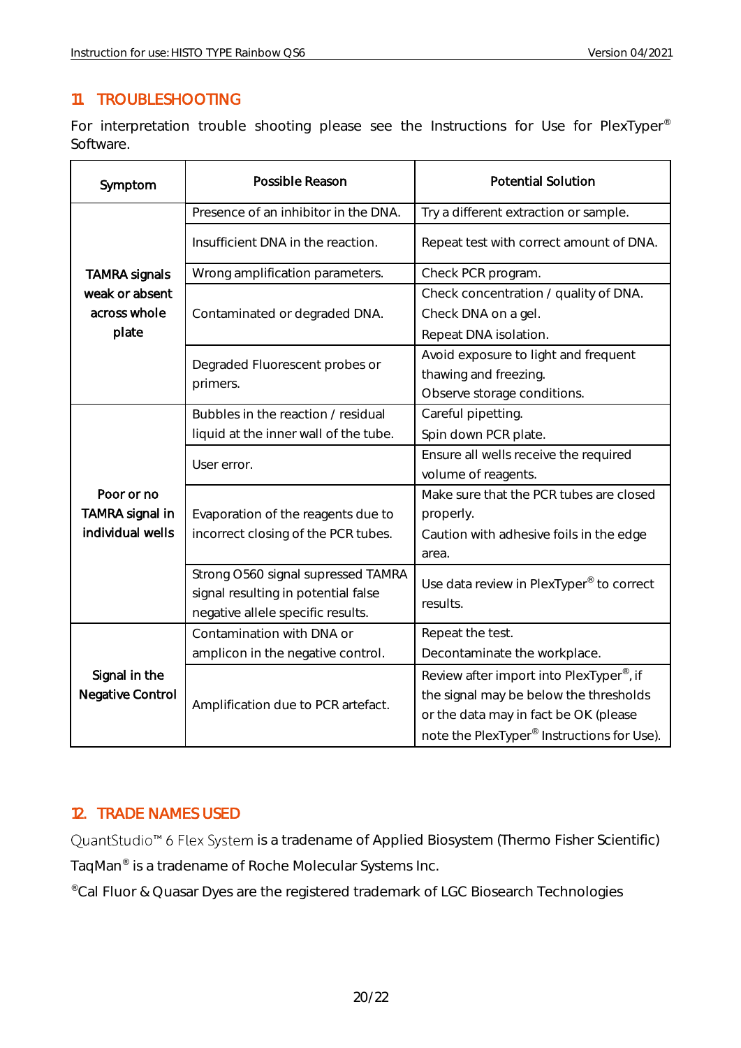## 11. TROUBLESHOOTING

For interpretation trouble shooting please see the Instructions for Use for PlexTyper® Software.

| Symptom | Possible Reason | Potential Solution |
| --- | --- | --- |
| TAMRA signals weak or absent across whole plate | Presence of an inhibitor in the DNA. | Try a different extraction or sample. |
| | Insufficient DNA in the reaction. | Repeat test with correct amount of DNA. |
| | Wrong amplification parameters. | Check PCR program. |
| | Contaminated or degraded DNA. | Check concentration / quality of DNA. Check DNA on a gel. Repeat DNA isolation. |
| | Degraded Fluorescent probes or primers. | Avoid exposure to light and frequent thawing and freezing. Observe storage conditions. |
| Poor or no TAMRA signal in individual wells | Bubbles in the reaction / residual liquid at the inner wall of the tube. | Careful pipetting. Spin down PCR plate. |
| | User error. | Ensure all wells receive the required volume of reagents. |
| | Evaporation of the reagents due to incorrect closing of the PCR tubes. | Make sure that the PCR tubes are closed properly. Caution with adhesive foils in the edge area. |
| | Strong Q560 signal supressed TAMRA signal resulting in potential false negative allele specific results. | Use data review in PlexTyper® to correct results. |
| Signal in the Negative Control | Contamination with DNA or amplicon in the negative control. | Repeat the test. Decontaminate the workplace. |
| | Amplification due to PCR artefact. | Review after import into PlexTyper®, if the signal may be below the thresholds or the data may in fact be OK (please note the PlexTyper® Instructions for Use). |

## 12. TRADE NAMES USED

QuantStudio™ 6 Flex System is a tradename of Applied Biosystem (Thermo Fisher Scientific)

TaqMan® is a tradename of Roche Molecular Systems Inc.

®Cal Fluor & Quasar Dyes are the registered trademark of LGC Biosearch Technologies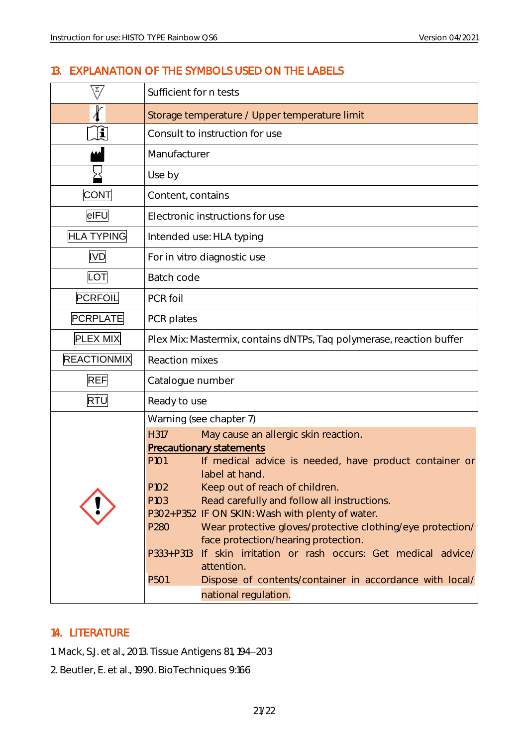## 13. EXPLANATION OF THE SYMBOLS USED ON THE LABELS

| | |
|---|---|
| | Sufficient for n tests |
| | Storage temperature / Upper temperature limit |
| | Consult to instruction for use |
| | Manufacturer |
| | Use by |
| CONT | Content, contains |
| eIFU | Electronic instructions for use |
| HLA TYPING | Intended use: HLA typing |
| IVD | For in vitro diagnostic use |
| LOT | Batch code |
| PCRFOIL | PCR foil |
| PCRPLATE | PCR plates |
| PLEX MIX | Plex Mix: Mastermix, contains dNTPs, Taq polymerase, reaction buffer |
| REACTIONMIX | Reaction mixes |
| REF | Catalogue number |
| RTU | Ready to use |
| | Warning (see chapter 7)<br>H317 May cause an allergic skin reaction.<br>**Precautionary statements**<br>P101 If medical advice is needed, have product container or label at hand.<br>P102 Keep out of reach of children.<br>P103 Read carefully and follow all instructions.<br>P302+P352 IF ON SKIN: Wash with plenty of water.<br>P280 Wear protective gloves/protective clothing/eye protection/ face protection/hearing protection.<br>P333+P313 If skin irritation or rash occurs: Get medical advice/ attention.<br>P501 Dispose of contents/container in accordance with local/ national regulation. |

## 14. LITERATURE

1. Mack, S.J. et al., 2013. Tissue Antigens 81, 194–203

2. Beutler, E. et al., 1990. BioTechniques 9:166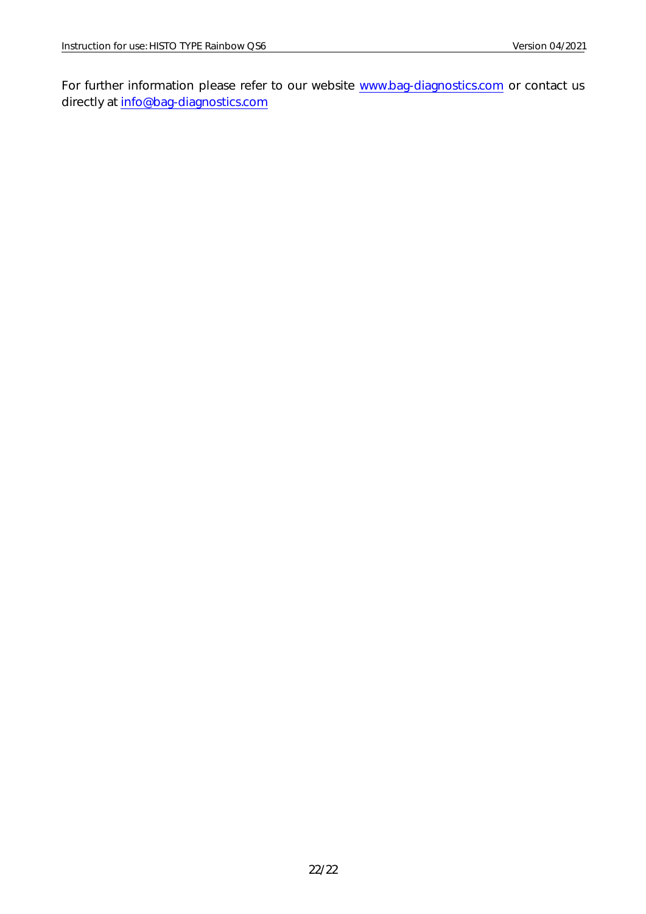For further information please refer to our website [www.bag-diagnostics.com](http://www.bag-diagnostics.com) or contact us directly at [info@bag-diagnostics.com](mailto:info@bag-diagnostics.com)